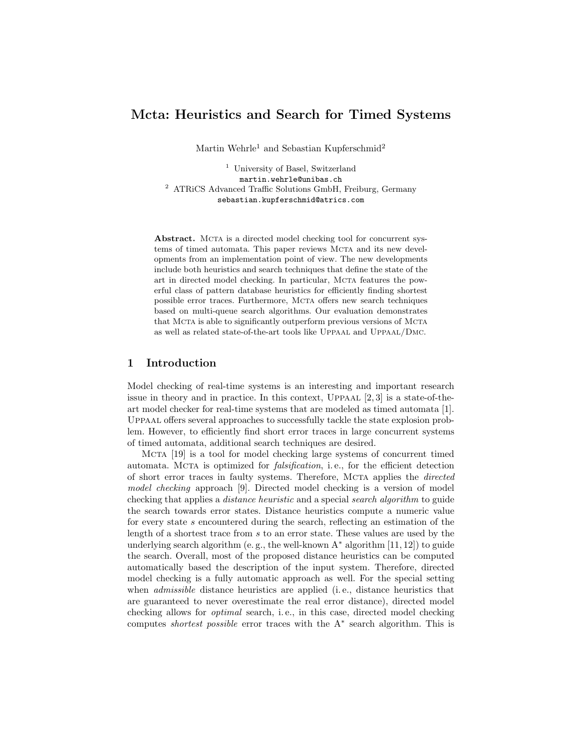# Mcta: Heuristics and Search for Timed Systems

Martin Wehrle[1] and Sebastian Kupferschmid[2]

[1] University of Basel, Switzerland
martin.wehrle@unibas.ch
[2] ATRiCS Advanced Traffic Solutions GmbH, Freiburg, Germany
sebastian.kupferschmid@atrics.com

**Abstract.** Mcta is a directed model checking tool for concurrent systems of timed automata. This paper reviews Mcta and its new developments from an implementation point of view. The new developments include both heuristics and search techniques that define the state of the art in directed model checking. In particular, Mcta features the powerful class of pattern database heuristics for efficiently finding shortest possible error traces. Furthermore, Mcta offers new search techniques based on multi-queue search algorithms. Our evaluation demonstrates that Mcta is able to significantly outperform previous versions of Mcta as well as related state-of-the-art tools like Uppaal and Uppaal/Dmc.

## 1 Introduction

Model checking of real-time systems is an interesting and important research issue in theory and in practice. In this context, Uppaal [2, 3] is a state-of-the-art model checker for real-time systems that are modeled as timed automata [1]. Uppaal offers several approaches to successfully tackle the state explosion problem. However, to efficiently find short error traces in large concurrent systems of timed automata, additional search techniques are desired.

Mcta [19] is a tool for model checking large systems of concurrent timed automata. Mcta is optimized for *falsification*, i. e., for the efficient detection of short error traces in faulty systems. Therefore, Mcta applies the *directed model checking* approach [9]. Directed model checking is a version of model checking that applies a *distance heuristic* and a special *search algorithm* to guide the search towards error states. Distance heuristics compute a numeric value for every state $s$ encountered during the search, reflecting an estimation of the length of a shortest trace from $s$ to an error state. These values are used by the underlying search algorithm (e. g., the well-known A$^*$ algorithm [11, 12]) to guide the search. Overall, most of the proposed distance heuristics can be computed automatically based the description of the input system. Therefore, directed model checking is a fully automatic approach as well. For the special setting when *admissible* distance heuristics are applied (i. e., distance heuristics that are guaranteed to never overestimate the real error distance), directed model checking allows for *optimal* search, i. e., in this case, directed model checking computes *shortest possible* error traces with the A$^*$ search algorithm. This is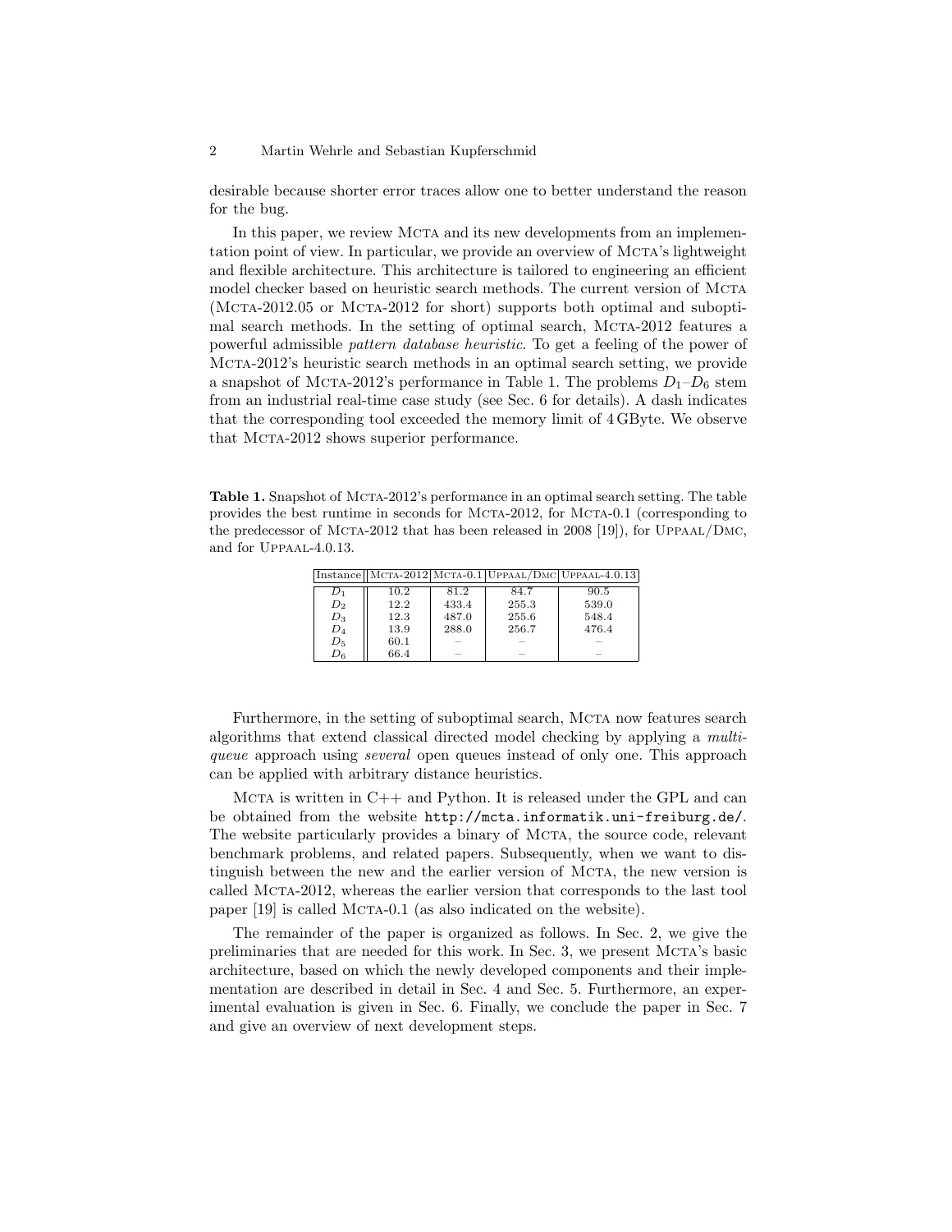desirable because shorter error traces allow one to better understand the reason for the bug.

In this paper, we review MCTA and its new developments from an implementation point of view. In particular, we provide an overview of MCTA's lightweight and flexible architecture. This architecture is tailored to engineering an efficient model checker based on heuristic search methods. The current version of MCTA (MCTA-2012.05 or MCTA-2012 for short) supports both optimal and suboptimal search methods. In the setting of optimal search, MCTA-2012 features a powerful admissible *pattern database heuristic*. To get a feeling of the power of MCTA-2012's heuristic search methods in an optimal search setting, we provide a snapshot of MCTA-2012's performance in Table 1. The problems $D_1$–$D_6$ stem from an industrial real-time case study (see Sec. 6 for details). A dash indicates that the corresponding tool exceeded the memory limit of 4 GByte. We observe that MCTA-2012 shows superior performance.

**Table 1.** Snapshot of MCTA-2012's performance in an optimal search setting. The table provides the best runtime in seconds for MCTA-2012, for MCTA-0.1 (corresponding to the predecessor of MCTA-2012 that has been released in 2008 [19]), for UPPAAL/DMC, and for UPPAAL-4.0.13.

| Instance | MCTA-2012 | MCTA-0.1 | UPPAAL/DMC | UPPAAL-4.0.13 |
|---|---|---|---|---|
| $D_1$ | 10.2 | 81.2 | 84.7 | 90.5 |
| $D_2$ | 12.2 | 433.4 | 255.3 | 539.0 |
| $D_3$ | 12.3 | 487.0 | 255.6 | 548.4 |
| $D_4$ | 13.9 | 288.0 | 256.7 | 476.4 |
| $D_5$ | 60.1 | – | – | – |
| $D_6$ | 66.4 | – | – | – |

Furthermore, in the setting of suboptimal search, MCTA now features search algorithms that extend classical directed model checking by applying a *multi-queue* approach using *several* open queues instead of only one. This approach can be applied with arbitrary distance heuristics.

MCTA is written in C++ and Python. It is released under the GPL and can be obtained from the website `http://mcta.informatik.uni-freiburg.de/`. The website particularly provides a binary of MCTA, the source code, relevant benchmark problems, and related papers. Subsequently, when we want to distinguish between the new and the earlier version of MCTA, the new version is called MCTA-2012, whereas the earlier version that corresponds to the last tool paper [19] is called MCTA-0.1 (as also indicated on the website).

The remainder of the paper is organized as follows. In Sec. 2, we give the preliminaries that are needed for this work. In Sec. 3, we present MCTA's basic architecture, based on which the newly developed components and their implementation are described in detail in Sec. 4 and Sec. 5. Furthermore, an experimental evaluation is given in Sec. 6. Finally, we conclude the paper in Sec. 7 and give an overview of next development steps.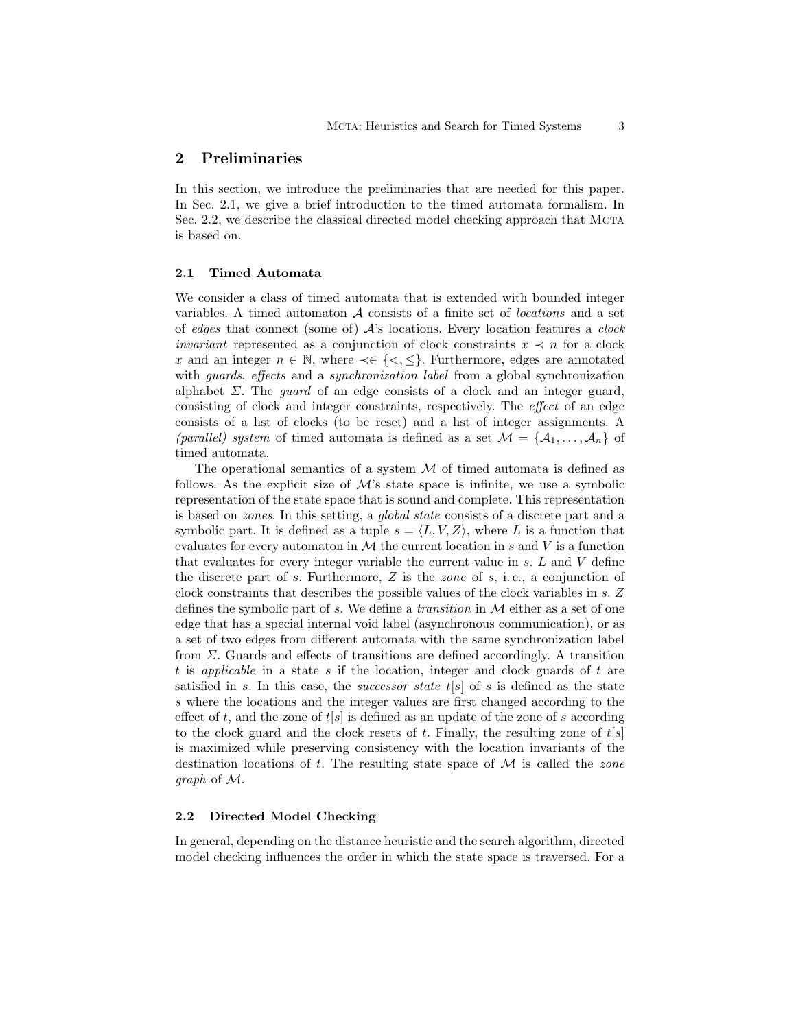## 2 Preliminaries

In this section, we introduce the preliminaries that are needed for this paper. In Sec. 2.1, we give a brief introduction to the timed automata formalism. In Sec. 2.2, we describe the classical directed model checking approach that Mcta is based on.

### 2.1 Timed Automata

We consider a class of timed automata that is extended with bounded integer variables. A timed automaton $\mathcal{A}$ consists of a finite set of *locations* and a set of *edges* that connect (some of) $\mathcal{A}$'s locations. Every location features a *clock invariant* represented as a conjunction of clock constraints $x \prec n$ for a clock $x$ and an integer $n \in \mathbb{N}$, where $\prec \in \{<, \leq\}$. Furthermore, edges are annotated with *guards*, *effects* and a *synchronization label* from a global synchronization alphabet $\Sigma$. The *guard* of an edge consists of a clock and an integer guard, consisting of clock and integer constraints, respectively. The *effect* of an edge consists of a list of clocks (to be reset) and a list of integer assignments. A *(parallel) system* of timed automata is defined as a set $\mathcal{M} = \{\mathcal{A}_1, \ldots, \mathcal{A}_n\}$ of timed automata.

The operational semantics of a system $\mathcal{M}$ of timed automata is defined as follows. As the explicit size of $\mathcal{M}$'s state space is infinite, we use a symbolic representation of the state space that is sound and complete. This representation is based on *zones*. In this setting, a *global state* consists of a discrete part and a symbolic part. It is defined as a tuple $s = \langle L, V, Z \rangle$, where $L$ is a function that evaluates for every automaton in $\mathcal{M}$ the current location in $s$ and $V$ is a function that evaluates for every integer variable the current value in $s$. $L$ and $V$ define the discrete part of $s$. Furthermore, $Z$ is the *zone* of $s$, i. e., a conjunction of clock constraints that describes the possible values of the clock variables in $s$. $Z$ defines the symbolic part of $s$. We define a *transition* in $\mathcal{M}$ either as a set of one edge that has a special internal void label (asynchronous communication), or as a set of two edges from different automata with the same synchronization label from $\Sigma$. Guards and effects of transitions are defined accordingly. A transition $t$ is *applicable* in a state $s$ if the location, integer and clock guards of $t$ are satisfied in $s$. In this case, the *successor state* $t[s]$ of $s$ is defined as the state $s$ where the locations and the integer values are first changed according to the effect of $t$, and the zone of $t[s]$ is defined as an update of the zone of $s$ according to the clock guard and the clock resets of $t$. Finally, the resulting zone of $t[s]$ is maximized while preserving consistency with the location invariants of the destination locations of $t$. The resulting state space of $\mathcal{M}$ is called the *zone graph* of $\mathcal{M}$.

### 2.2 Directed Model Checking

In general, depending on the distance heuristic and the search algorithm, directed model checking influences the order in which the state space is traversed. For a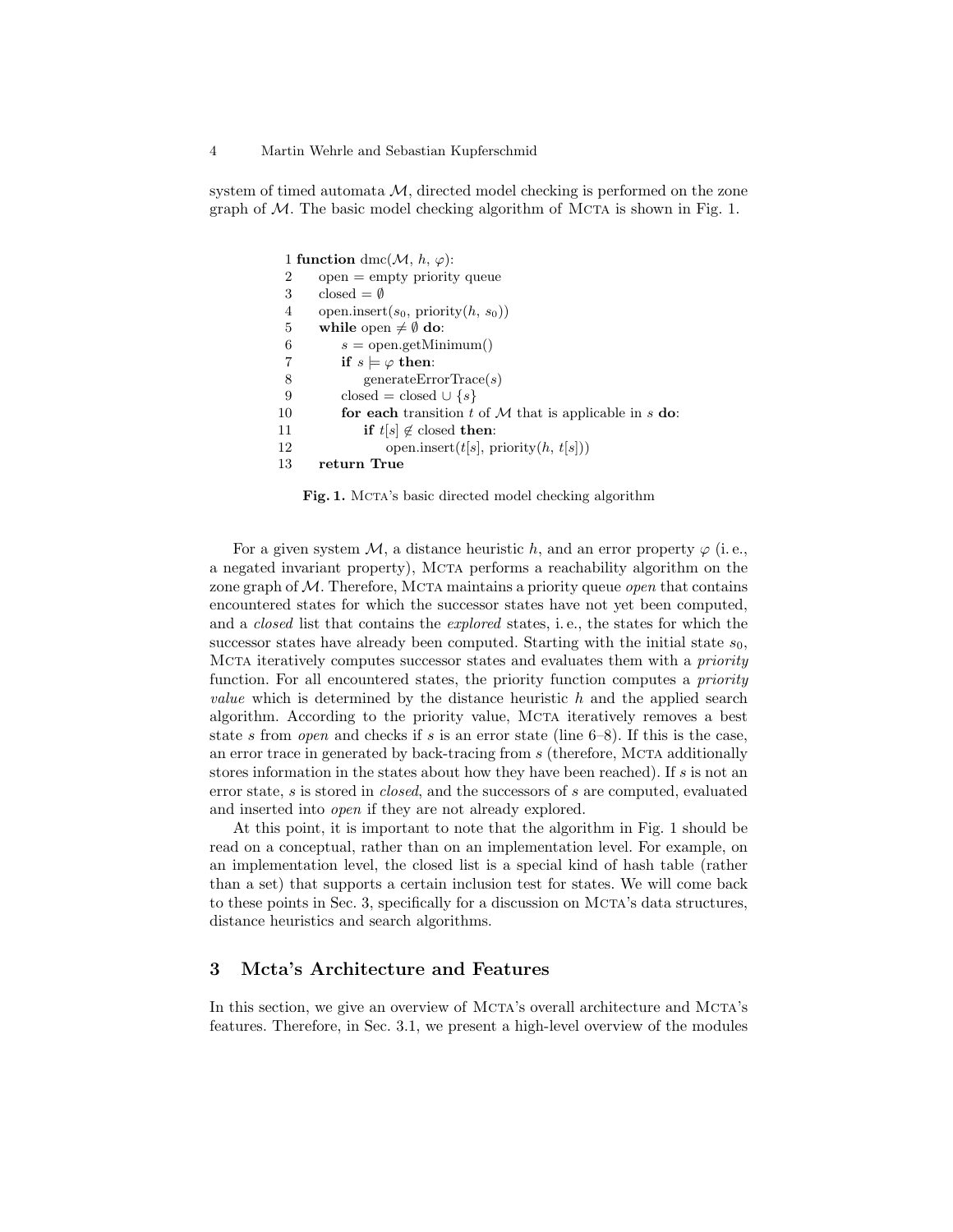system of timed automata $\mathcal{M}$, directed model checking is performed on the zone graph of $\mathcal{M}$. The basic model checking algorithm of Mcta is shown in Fig. 1.

```
 1 function dmc(M, h, φ):
 2     open = empty priority queue
 3     closed = ∅
 4     open.insert(s0, priority(h, s0))
 5     while open ≠ ∅ do:
 6         s = open.getMinimum()
 7         if s ⊨ φ then:
 8             generateErrorTrace(s)
 9         closed = closed ∪ {s}
10         for each transition t of M that is applicable in s do:
11             if t[s] ∉ closed then:
12                 open.insert(t[s], priority(h, t[s]))
13     return True
```

**Fig. 1.** Mcta's basic directed model checking algorithm

For a given system $\mathcal{M}$, a distance heuristic $h$, and an error property $\varphi$ (i. e., a negated invariant property), Mcta performs a reachability algorithm on the zone graph of $\mathcal{M}$. Therefore, Mcta maintains a priority queue *open* that contains encountered states for which the successor states have not yet been computed, and a *closed* list that contains the *explored* states, i. e., the states for which the successor states have already been computed. Starting with the initial state $s_0$, Mcta iteratively computes successor states and evaluates them with a *priority* function. For all encountered states, the priority function computes a *priority value* which is determined by the distance heuristic $h$ and the applied search algorithm. According to the priority value, Mcta iteratively removes a best state $s$ from *open* and checks if $s$ is an error state (line 6–8). If this is the case, an error trace in generated by back-tracing from $s$ (therefore, Mcta additionally stores information in the states about how they have been reached). If $s$ is not an error state, $s$ is stored in *closed*, and the successors of $s$ are computed, evaluated and inserted into *open* if they are not already explored.

At this point, it is important to note that the algorithm in Fig. 1 should be read on a conceptual, rather than on an implementation level. For example, on an implementation level, the closed list is a special kind of hash table (rather than a set) that supports a certain inclusion test for states. We will come back to these points in Sec. 3, specifically for a discussion on Mcta's data structures, distance heuristics and search algorithms.

## 3 Mcta's Architecture and Features

In this section, we give an overview of Mcta's overall architecture and Mcta's features. Therefore, in Sec. 3.1, we present a high-level overview of the modules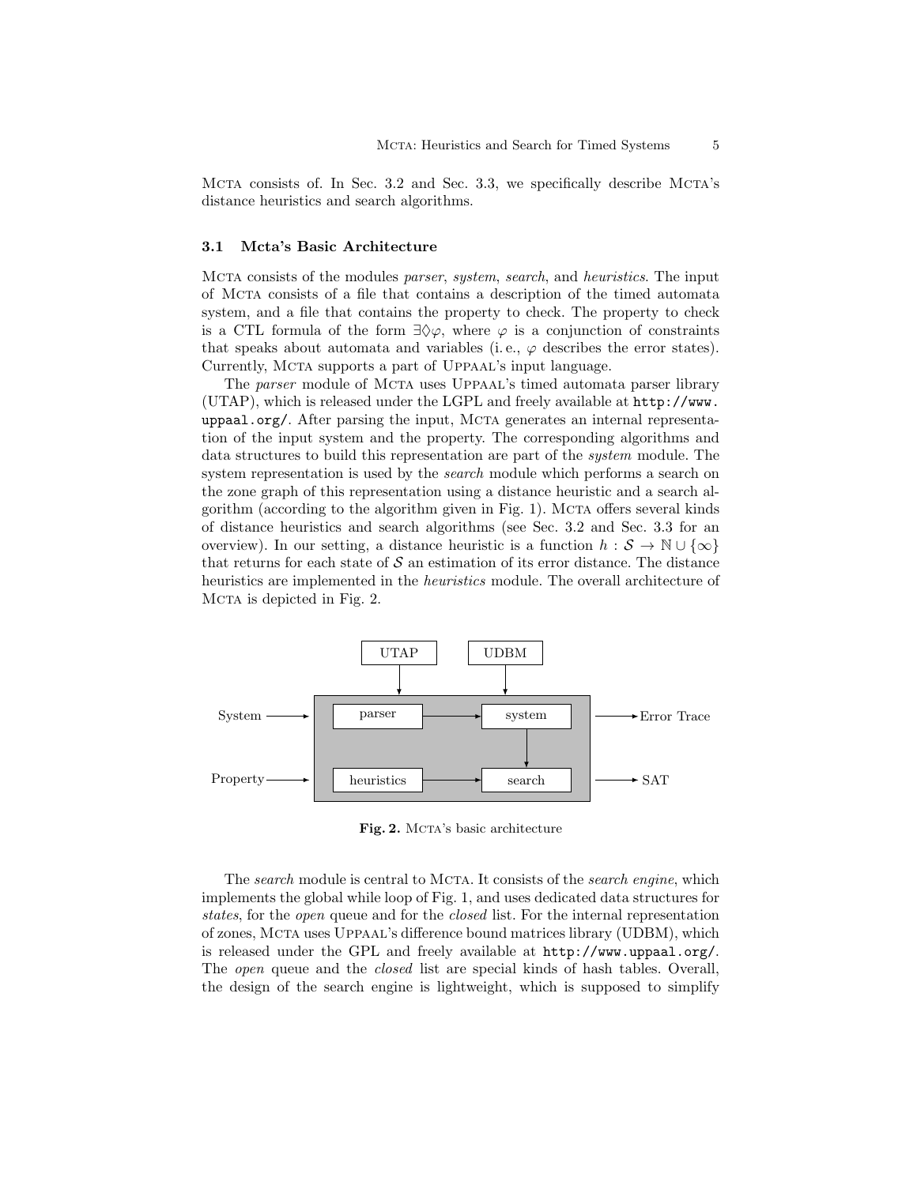MCTA consists of. In Sec. 3.2 and Sec. 3.3, we specifically describe MCTA's distance heuristics and search algorithms.

### 3.1 Mcta's Basic Architecture

MCTA consists of the modules *parser*, *system*, *search*, and *heuristics*. The input of MCTA consists of a file that contains a description of the timed automata system, and a file that contains the property to check. The property to check is a CTL formula of the form $\exists\Diamond\varphi$, where $\varphi$ is a conjunction of constraints that speaks about automata and variables (i. e., $\varphi$ describes the error states). Currently, MCTA supports a part of UPPAAL's input language.

The *parser* module of MCTA uses UPPAAL's timed automata parser library (UTAP), which is released under the LGPL and freely available at `http://www.uppaal.org/`. After parsing the input, MCTA generates an internal representation of the input system and the property. The corresponding algorithms and data structures to build this representation are part of the *system* module. The system representation is used by the *search* module which performs a search on the zone graph of this representation using a distance heuristic and a search algorithm (according to the algorithm given in Fig. 1). MCTA offers several kinds of distance heuristics and search algorithms (see Sec. 3.2 and Sec. 3.3 for an overview). In our setting, a distance heuristic is a function $h : \mathcal{S} \to \mathbb{N} \cup \{\infty\}$ that returns for each state of $\mathcal{S}$ an estimation of its error distance. The distance heuristics are implemented in the *heuristics* module. The overall architecture of MCTA is depicted in Fig. 2.

**Fig. 2.** MCTA's basic architecture

The *search* module is central to MCTA. It consists of the *search engine*, which implements the global while loop of Fig. 1, and uses dedicated data structures for *states*, for the *open* queue and for the *closed* list. For the internal representation of zones, MCTA uses UPPAAL's difference bound matrices library (UDBM), which is released under the GPL and freely available at `http://www.uppaal.org/`. The *open* queue and the *closed* list are special kinds of hash tables. Overall, the design of the search engine is lightweight, which is supposed to simplify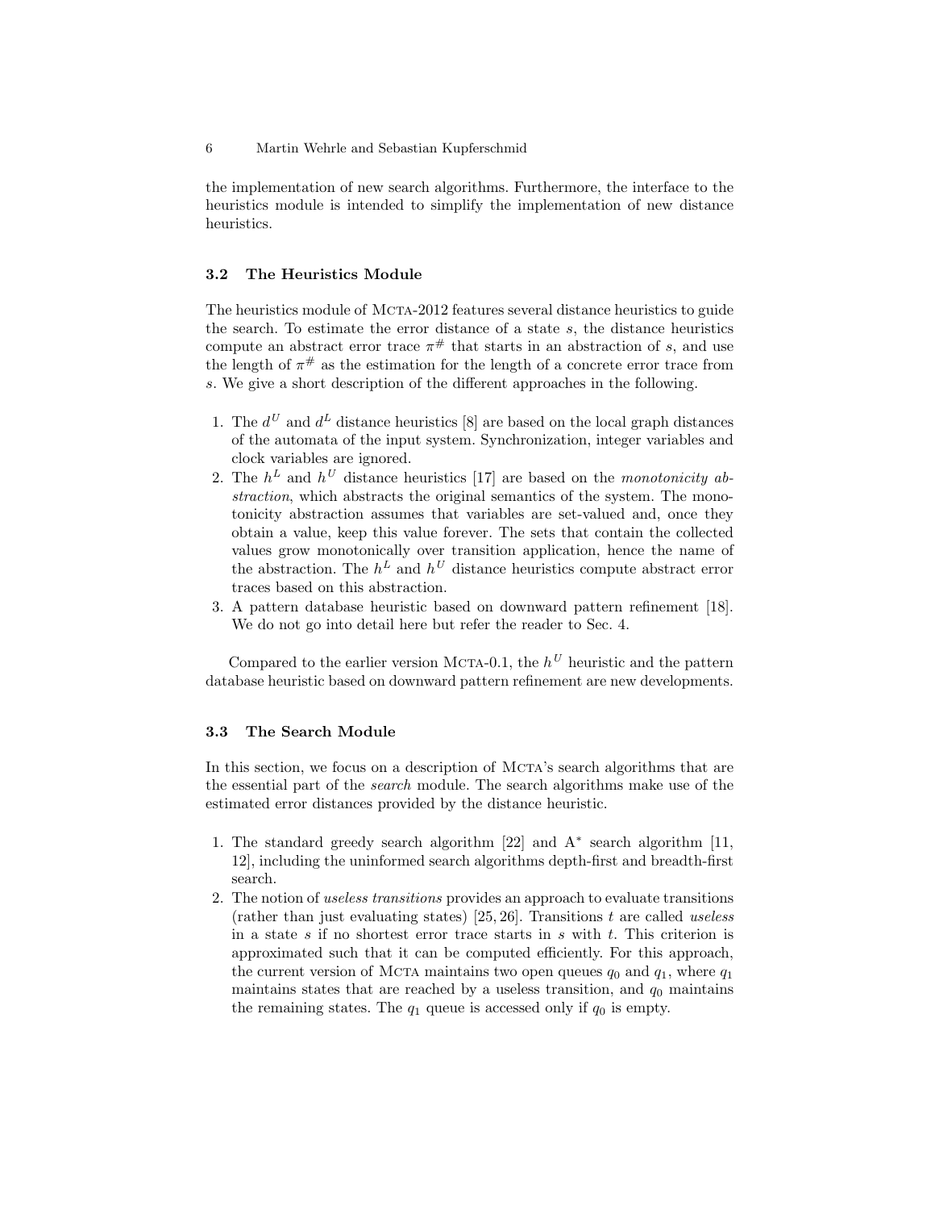the implementation of new search algorithms. Furthermore, the interface to the heuristics module is intended to simplify the implementation of new distance heuristics.

### 3.2 The Heuristics Module

The heuristics module of Mcta-2012 features several distance heuristics to guide the search. To estimate the error distance of a state $s$, the distance heuristics compute an abstract error trace $\pi^{\#}$ that starts in an abstraction of $s$, and use the length of $\pi^{\#}$ as the estimation for the length of a concrete error trace from $s$. We give a short description of the different approaches in the following.

1. The $d^U$ and $d^L$ distance heuristics [8] are based on the local graph distances of the automata of the input system. Synchronization, integer variables and clock variables are ignored.
2. The $h^L$ and $h^U$ distance heuristics [17] are based on the *monotonicity abstraction*, which abstracts the original semantics of the system. The monotonicity abstraction assumes that variables are set-valued and, once they obtain a value, keep this value forever. The sets that contain the collected values grow monotonically over transition application, hence the name of the abstraction. The $h^L$ and $h^U$ distance heuristics compute abstract error traces based on this abstraction.
3. A pattern database heuristic based on downward pattern refinement [18]. We do not go into detail here but refer the reader to Sec. 4.

Compared to the earlier version Mcta-0.1, the $h^U$ heuristic and the pattern database heuristic based on downward pattern refinement are new developments.

### 3.3 The Search Module

In this section, we focus on a description of Mcta's search algorithms that are the essential part of the *search* module. The search algorithms make use of the estimated error distances provided by the distance heuristic.

1. The standard greedy search algorithm [22] and A* search algorithm [11, 12], including the uninformed search algorithms depth-first and breadth-first search.
2. The notion of *useless transitions* provides an approach to evaluate transitions (rather than just evaluating states) [25, 26]. Transitions $t$ are called *useless* in a state $s$ if no shortest error trace starts in $s$ with $t$. This criterion is approximated such that it can be computed efficiently. For this approach, the current version of Mcta maintains two open queues $q_0$ and $q_1$, where $q_1$ maintains states that are reached by a useless transition, and $q_0$ maintains the remaining states. The $q_1$ queue is accessed only if $q_0$ is empty.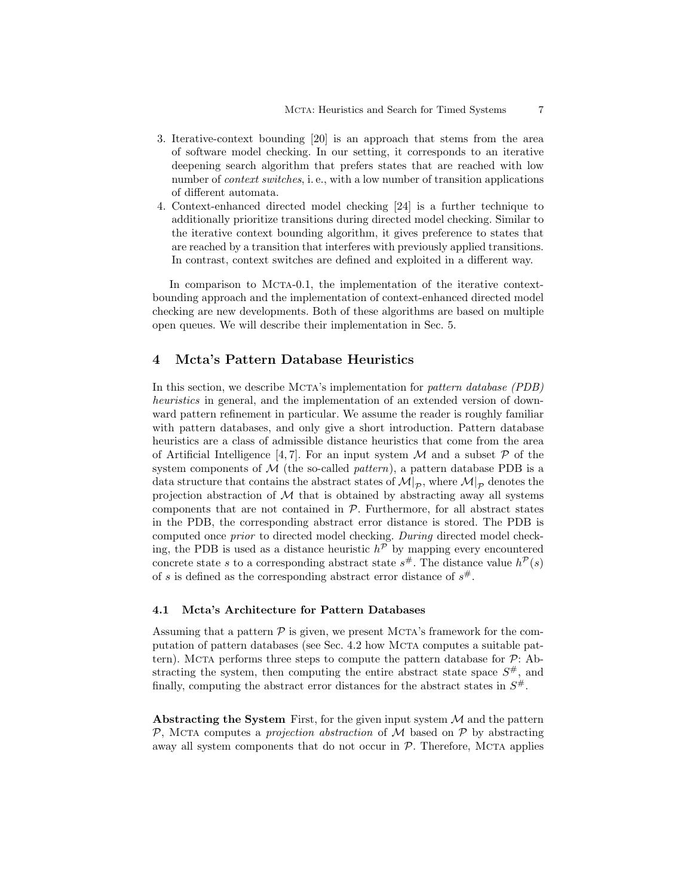3. Iterative-context bounding [20] is an approach that stems from the area of software model checking. In our setting, it corresponds to an iterative deepening search algorithm that prefers states that are reached with low number of *context switches*, i. e., with a low number of transition applications of different automata.
4. Context-enhanced directed model checking [24] is a further technique to additionally prioritize transitions during directed model checking. Similar to the iterative context bounding algorithm, it gives preference to states that are reached by a transition that interferes with previously applied transitions. In contrast, context switches are defined and exploited in a different way.

In comparison to Mcta-0.1, the implementation of the iterative context-bounding approach and the implementation of context-enhanced directed model checking are new developments. Both of these algorithms are based on multiple open queues. We will describe their implementation in Sec. 5.

## 4 Mcta's Pattern Database Heuristics

In this section, we describe Mcta's implementation for *pattern database (PDB) heuristics* in general, and the implementation of an extended version of downward pattern refinement in particular. We assume the reader is roughly familiar with pattern databases, and only give a short introduction. Pattern database heuristics are a class of admissible distance heuristics that come from the area of Artificial Intelligence [4, 7]. For an input system $\mathcal{M}$ and a subset $\mathcal{P}$ of the system components of $\mathcal{M}$ (the so-called *pattern*), a pattern database PDB is a data structure that contains the abstract states of $\mathcal{M}|_{\mathcal{P}}$, where $\mathcal{M}|_{\mathcal{P}}$ denotes the projection abstraction of $\mathcal{M}$ that is obtained by abstracting away all systems components that are not contained in $\mathcal{P}$. Furthermore, for all abstract states in the PDB, the corresponding abstract error distance is stored. The PDB is computed once *prior* to directed model checking. *During* directed model checking, the PDB is used as a distance heuristic $h^{\mathcal{P}}$ by mapping every encountered concrete state $s$ to a corresponding abstract state $s^{\#}$. The distance value $h^{\mathcal{P}}(s)$ of $s$ is defined as the corresponding abstract error distance of $s^{\#}$.

### 4.1 Mcta's Architecture for Pattern Databases

Assuming that a pattern $\mathcal{P}$ is given, we present Mcta's framework for the computation of pattern databases (see Sec. 4.2 how Mcta computes a suitable pattern). Mcta performs three steps to compute the pattern database for $\mathcal{P}$: Abstracting the system, then computing the entire abstract state space $S^{\#}$, and finally, computing the abstract error distances for the abstract states in $S^{\#}$.

**Abstracting the System** First, for the given input system $\mathcal{M}$ and the pattern $\mathcal{P}$, Mcta computes a *projection abstraction* of $\mathcal{M}$ based on $\mathcal{P}$ by abstracting away all system components that do not occur in $\mathcal{P}$. Therefore, Mcta applies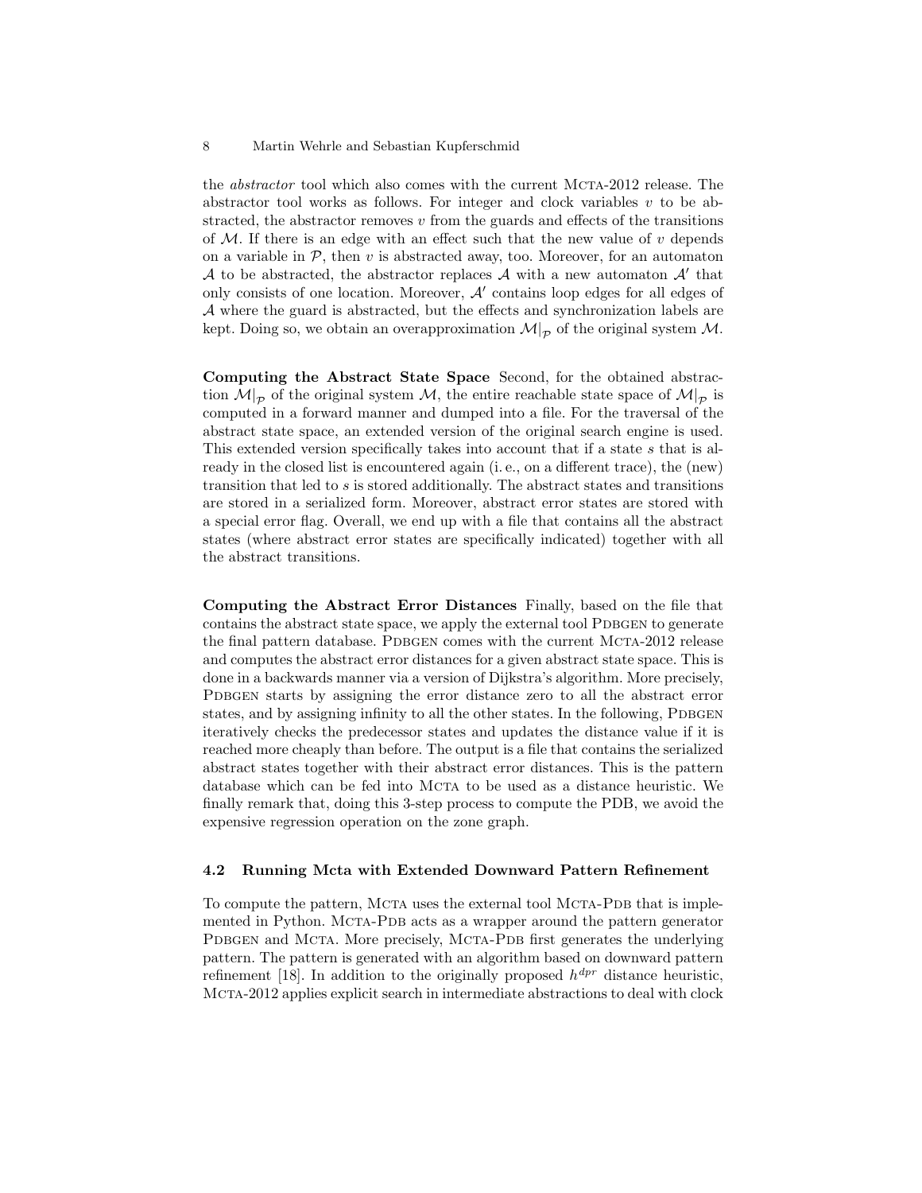the *abstractor* tool which also comes with the current MCTA-2012 release. The abstractor tool works as follows. For integer and clock variables $v$ to be abstracted, the abstractor removes $v$ from the guards and effects of the transitions of $\mathcal{M}$. If there is an edge with an effect such that the new value of $v$ depends on a variable in $\mathcal{P}$, then $v$ is abstracted away, too. Moreover, for an automaton $\mathcal{A}$ to be abstracted, the abstractor replaces $\mathcal{A}$ with a new automaton $\mathcal{A}'$ that only consists of one location. Moreover, $\mathcal{A}'$ contains loop edges for all edges of $\mathcal{A}$ where the guard is abstracted, but the effects and synchronization labels are kept. Doing so, we obtain an overapproximation $\mathcal{M}|_{\mathcal{P}}$ of the original system $\mathcal{M}$.

**Computing the Abstract State Space** Second, for the obtained abstraction $\mathcal{M}|_{\mathcal{P}}$ of the original system $\mathcal{M}$, the entire reachable state space of $\mathcal{M}|_{\mathcal{P}}$ is computed in a forward manner and dumped into a file. For the traversal of the abstract state space, an extended version of the original search engine is used. This extended version specifically takes into account that if a state $s$ that is already in the closed list is encountered again (i. e., on a different trace), the (new) transition that led to $s$ is stored additionally. The abstract states and transitions are stored in a serialized form. Moreover, abstract error states are stored with a special error flag. Overall, we end up with a file that contains all the abstract states (where abstract error states are specifically indicated) together with all the abstract transitions.

**Computing the Abstract Error Distances** Finally, based on the file that contains the abstract state space, we apply the external tool PDBGEN to generate the final pattern database. PDBGEN comes with the current MCTA-2012 release and computes the abstract error distances for a given abstract state space. This is done in a backwards manner via a version of Dijkstra's algorithm. More precisely, PDBGEN starts by assigning the error distance zero to all the abstract error states, and by assigning infinity to all the other states. In the following, PDBGEN iteratively checks the predecessor states and updates the distance value if it is reached more cheaply than before. The output is a file that contains the serialized abstract states together with their abstract error distances. This is the pattern database which can be fed into MCTA to be used as a distance heuristic. We finally remark that, doing this 3-step process to compute the PDB, we avoid the expensive regression operation on the zone graph.

### 4.2 Running Mcta with Extended Downward Pattern Refinement

To compute the pattern, MCTA uses the external tool MCTA-PDB that is implemented in Python. MCTA-PDB acts as a wrapper around the pattern generator PDBGEN and MCTA. More precisely, MCTA-PDB first generates the underlying pattern. The pattern is generated with an algorithm based on downward pattern refinement [18]. In addition to the originally proposed $h^{dpr}$ distance heuristic, MCTA-2012 applies explicit search in intermediate abstractions to deal with clock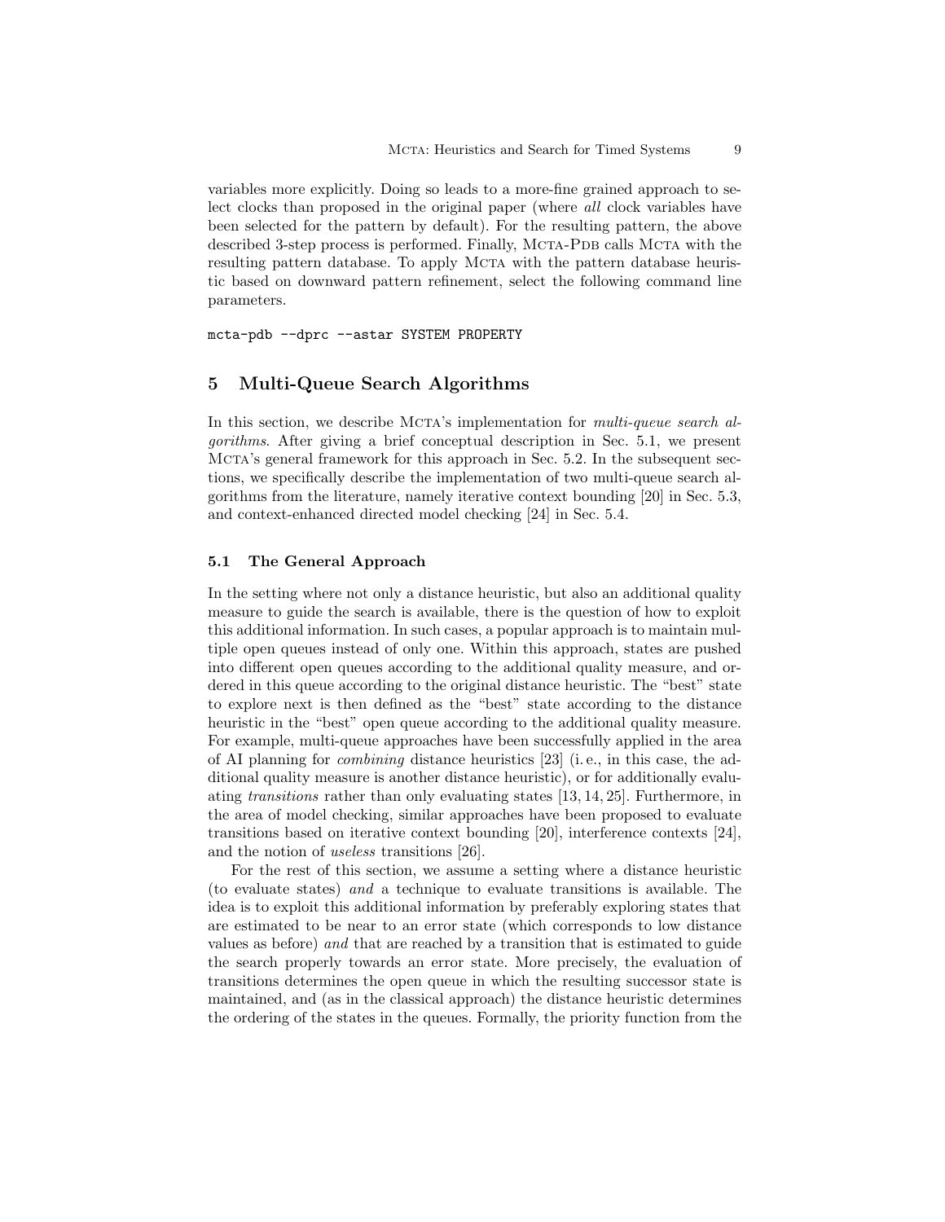variables more explicitly. Doing so leads to a more-fine grained approach to select clocks than proposed in the original paper (where *all* clock variables have been selected for the pattern by default). For the resulting pattern, the above described 3-step process is performed. Finally, MCTA-PDB calls MCTA with the resulting pattern database. To apply MCTA with the pattern database heuristic based on downward pattern refinement, select the following command line parameters.

```
mcta-pdb --dprc --astar SYSTEM PROPERTY
```

## 5 Multi-Queue Search Algorithms

In this section, we describe MCTA's implementation for *multi-queue search algorithms*. After giving a brief conceptual description in Sec. 5.1, we present MCTA's general framework for this approach in Sec. 5.2. In the subsequent sections, we specifically describe the implementation of two multi-queue search algorithms from the literature, namely iterative context bounding [20] in Sec. 5.3, and context-enhanced directed model checking [24] in Sec. 5.4.

### 5.1 The General Approach

In the setting where not only a distance heuristic, but also an additional quality measure to guide the search is available, there is the question of how to exploit this additional information. In such cases, a popular approach is to maintain multiple open queues instead of only one. Within this approach, states are pushed into different open queues according to the additional quality measure, and ordered in this queue according to the original distance heuristic. The "best" state to explore next is then defined as the "best" state according to the distance heuristic in the "best" open queue according to the additional quality measure. For example, multi-queue approaches have been successfully applied in the area of AI planning for *combining* distance heuristics [23] (i. e., in this case, the additional quality measure is another distance heuristic), or for additionally evaluating *transitions* rather than only evaluating states [13, 14, 25]. Furthermore, in the area of model checking, similar approaches have been proposed to evaluate transitions based on iterative context bounding [20], interference contexts [24], and the notion of *useless* transitions [26].

For the rest of this section, we assume a setting where a distance heuristic (to evaluate states) *and* a technique to evaluate transitions is available. The idea is to exploit this additional information by preferably exploring states that are estimated to be near to an error state (which corresponds to low distance values as before) *and* that are reached by a transition that is estimated to guide the search properly towards an error state. More precisely, the evaluation of transitions determines the open queue in which the resulting successor state is maintained, and (as in the classical approach) the distance heuristic determines the ordering of the states in the queues. Formally, the priority function from the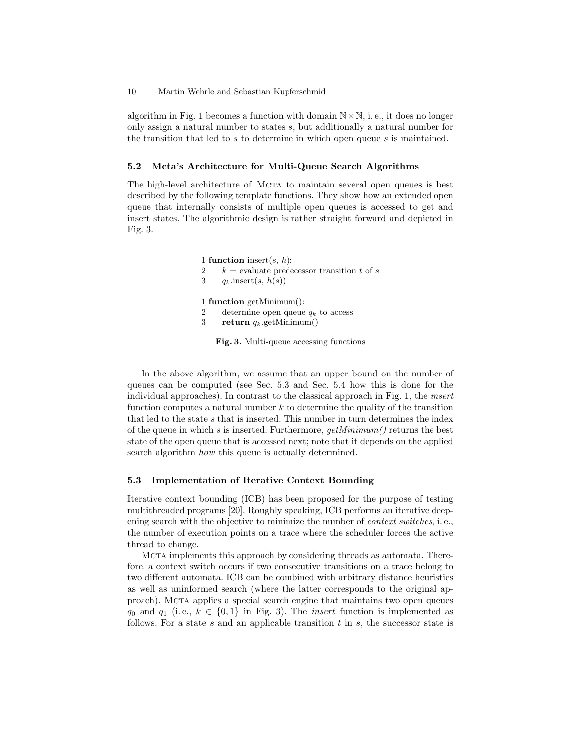algorithm in Fig. 1 becomes a function with domain $\mathbb{N} \times \mathbb{N}$, i. e., it does no longer only assign a natural number to states $s$, but additionally a natural number for the transition that led to $s$ to determine in which open queue $s$ is maintained.

### 5.2 Mcta's Architecture for Multi-Queue Search Algorithms

The high-level architecture of MCTA to maintain several open queues is best described by the following template functions. They show how an extended open queue that internally consists of multiple open queues is accessed to get and insert states. The algorithmic design is rather straight forward and depicted in Fig. 3.

```
1 function insert(s, h):
2     k = evaluate predecessor transition t of s
3     q_k.insert(s, h(s))

1 function getMinimum():
2     determine open queue q_k to access
3     return q_k.getMinimum()
```

**Fig. 3.** Multi-queue accessing functions

In the above algorithm, we assume that an upper bound on the number of queues can be computed (see Sec. 5.3 and Sec. 5.4 how this is done for the individual approaches). In contrast to the classical approach in Fig. 1, the *insert* function computes a natural number $k$ to determine the quality of the transition that led to the state $s$ that is inserted. This number in turn determines the index of the queue in which $s$ is inserted. Furthermore, *getMinimum()* returns the best state of the open queue that is accessed next; note that it depends on the applied search algorithm *how* this queue is actually determined.

### 5.3 Implementation of Iterative Context Bounding

Iterative context bounding (ICB) has been proposed for the purpose of testing multithreaded programs [20]. Roughly speaking, ICB performs an iterative deepening search with the objective to minimize the number of *context switches*, i. e., the number of execution points on a trace where the scheduler forces the active thread to change.

MCTA implements this approach by considering threads as automata. Therefore, a context switch occurs if two consecutive transitions on a trace belong to two different automata. ICB can be combined with arbitrary distance heuristics as well as uninformed search (where the latter corresponds to the original approach). MCTA applies a special search engine that maintains two open queues $q_0$ and $q_1$ (i. e., $k \in \{0, 1\}$ in Fig. 3). The *insert* function is implemented as follows. For a state $s$ and an applicable transition $t$ in $s$, the successor state is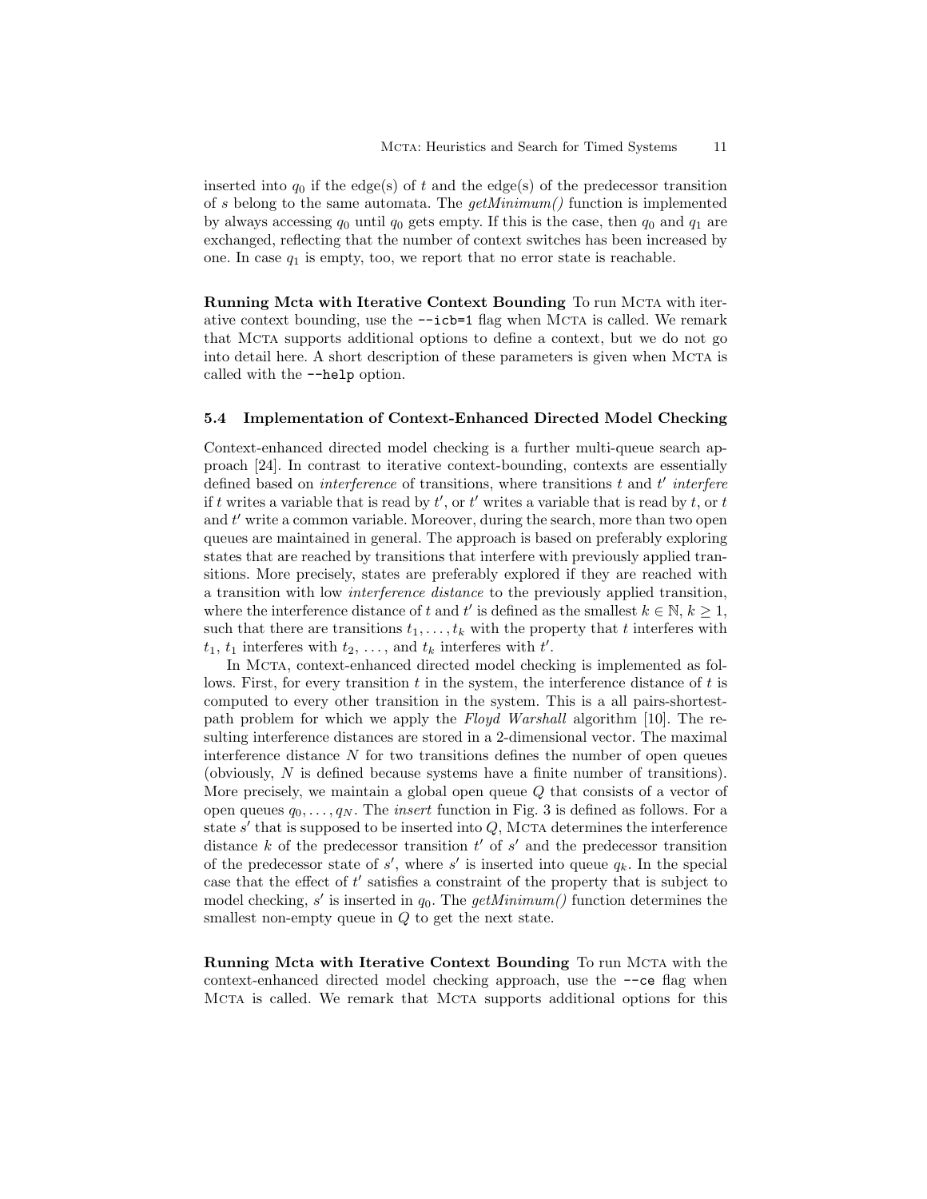inserted into $q_0$ if the edge(s) of $t$ and the edge(s) of the predecessor transition of $s$ belong to the same automata. The *getMinimum()* function is implemented by always accessing $q_0$ until $q_0$ gets empty. If this is the case, then $q_0$ and $q_1$ are exchanged, reflecting that the number of context switches has been increased by one. In case $q_1$ is empty, too, we report that no error state is reachable.

**Running Mcta with Iterative Context Bounding** To run Mcta with iterative context bounding, use the `--icb=1` flag when Mcta is called. We remark that Mcta supports additional options to define a context, but we do not go into detail here. A short description of these parameters is given when Mcta is called with the `--help` option.

### 5.4 Implementation of Context-Enhanced Directed Model Checking

Context-enhanced directed model checking is a further multi-queue search approach [24]. In contrast to iterative context-bounding, contexts are essentially defined based on *interference* of transitions, where transitions $t$ and $t'$ *interfere* if $t$ writes a variable that is read by $t'$, or $t'$ writes a variable that is read by $t$, or $t$ and $t'$ write a common variable. Moreover, during the search, more than two open queues are maintained in general. The approach is based on preferably exploring states that are reached by transitions that interfere with previously applied transitions. More precisely, states are preferably explored if they are reached with a transition with low *interference distance* to the previously applied transition, where the interference distance of $t$ and $t'$ is defined as the smallest $k \in \mathbb{N}$, $k \geq 1$, such that there are transitions $t_1, \ldots, t_k$ with the property that $t$ interferes with $t_1$, $t_1$ interferes with $t_2$, ..., and $t_k$ interferes with $t'$.

In Mcta, context-enhanced directed model checking is implemented as follows. First, for every transition $t$ in the system, the interference distance of $t$ is computed to every other transition in the system. This is a all pairs-shortest-path problem for which we apply the *Floyd Warshall* algorithm [10]. The resulting interference distances are stored in a 2-dimensional vector. The maximal interference distance $N$ for two transitions defines the number of open queues (obviously, $N$ is defined because systems have a finite number of transitions). More precisely, we maintain a global open queue $Q$ that consists of a vector of open queues $q_0, \ldots, q_N$. The *insert* function in Fig. 3 is defined as follows. For a state $s'$ that is supposed to be inserted into $Q$, Mcta determines the interference distance $k$ of the predecessor transition $t'$ of $s'$ and the predecessor transition of the predecessor state of $s'$, where $s'$ is inserted into queue $q_k$. In the special case that the effect of $t'$ satisfies a constraint of the property that is subject to model checking, $s'$ is inserted in $q_0$. The *getMinimum()* function determines the smallest non-empty queue in $Q$ to get the next state.

**Running Mcta with Iterative Context Bounding** To run Mcta with the context-enhanced directed model checking approach, use the `--ce` flag when Mcta is called. We remark that Mcta supports additional options for this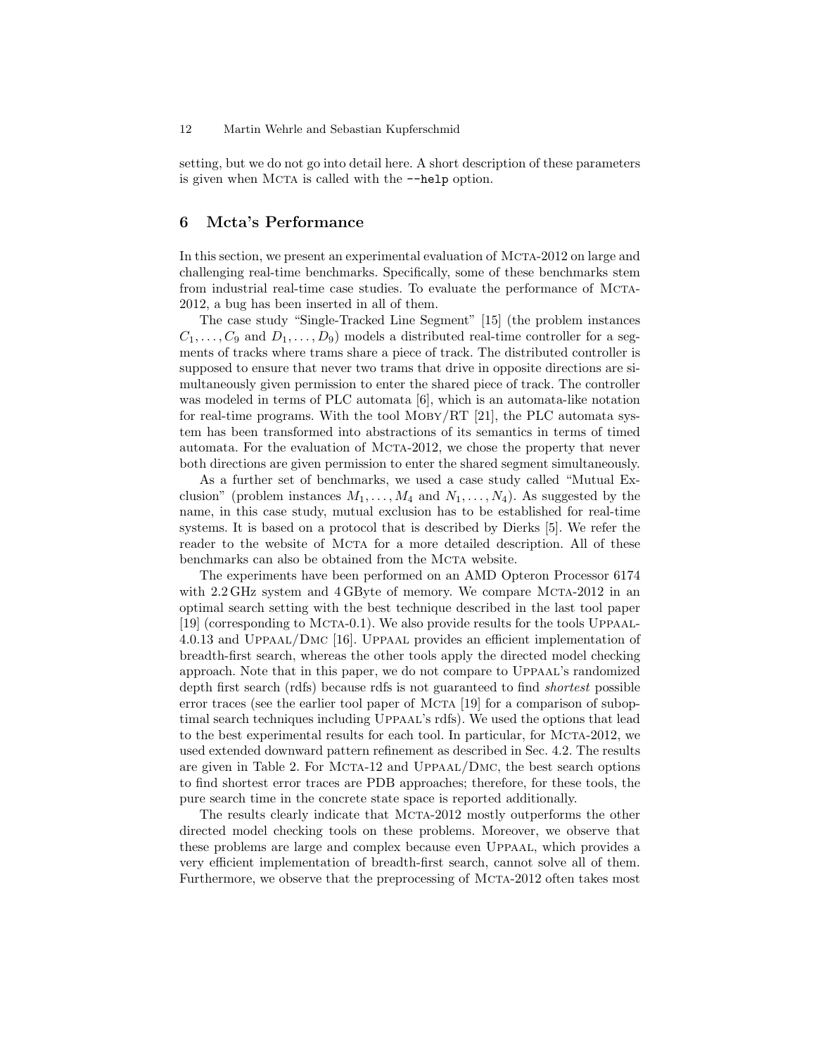setting, but we do not go into detail here. A short description of these parameters is given when Mcta is called with the `--help` option.

## 6 Mcta's Performance

In this section, we present an experimental evaluation of Mcta-2012 on large and challenging real-time benchmarks. Specifically, some of these benchmarks stem from industrial real-time case studies. To evaluate the performance of Mcta-2012, a bug has been inserted in all of them.

The case study "Single-Tracked Line Segment" [15] (the problem instances $C_1, \ldots, C_9$ and $D_1, \ldots, D_9$) models a distributed real-time controller for a segments of tracks where trams share a piece of track. The distributed controller is supposed to ensure that never two trams that drive in opposite directions are simultaneously given permission to enter the shared piece of track. The controller was modeled in terms of PLC automata [6], which is an automata-like notation for real-time programs. With the tool Moby/RT [21], the PLC automata system has been transformed into abstractions of its semantics in terms of timed automata. For the evaluation of Mcta-2012, we chose the property that never both directions are given permission to enter the shared segment simultaneously.

As a further set of benchmarks, we used a case study called "Mutual Exclusion" (problem instances $M_1, \ldots, M_4$ and $N_1, \ldots, N_4$). As suggested by the name, in this case study, mutual exclusion has to be established for real-time systems. It is based on a protocol that is described by Dierks [5]. We refer the reader to the website of Mcta for a more detailed description. All of these benchmarks can also be obtained from the Mcta website.

The experiments have been performed on an AMD Opteron Processor 6174 with 2.2 GHz system and 4 GByte of memory. We compare Mcta-2012 in an optimal search setting with the best technique described in the last tool paper [19] (corresponding to Mcta-0.1). We also provide results for the tools Uppaal-4.0.13 and Uppaal/Dmc [16]. Uppaal provides an efficient implementation of breadth-first search, whereas the other tools apply the directed model checking approach. Note that in this paper, we do not compare to Uppaal's randomized depth first search (rdfs) because rdfs is not guaranteed to find *shortest* possible error traces (see the earlier tool paper of Mcta [19] for a comparison of suboptimal search techniques including Uppaal's rdfs). We used the options that lead to the best experimental results for each tool. In particular, for Mcta-2012, we used extended downward pattern refinement as described in Sec. 4.2. The results are given in Table 2. For Mcta-12 and Uppaal/Dmc, the best search options to find shortest error traces are PDB approaches; therefore, for these tools, the pure search time in the concrete state space is reported additionally.

The results clearly indicate that Mcta-2012 mostly outperforms the other directed model checking tools on these problems. Moreover, we observe that these problems are large and complex because even Uppaal, which provides a very efficient implementation of breadth-first search, cannot solve all of them. Furthermore, we observe that the preprocessing of Mcta-2012 often takes most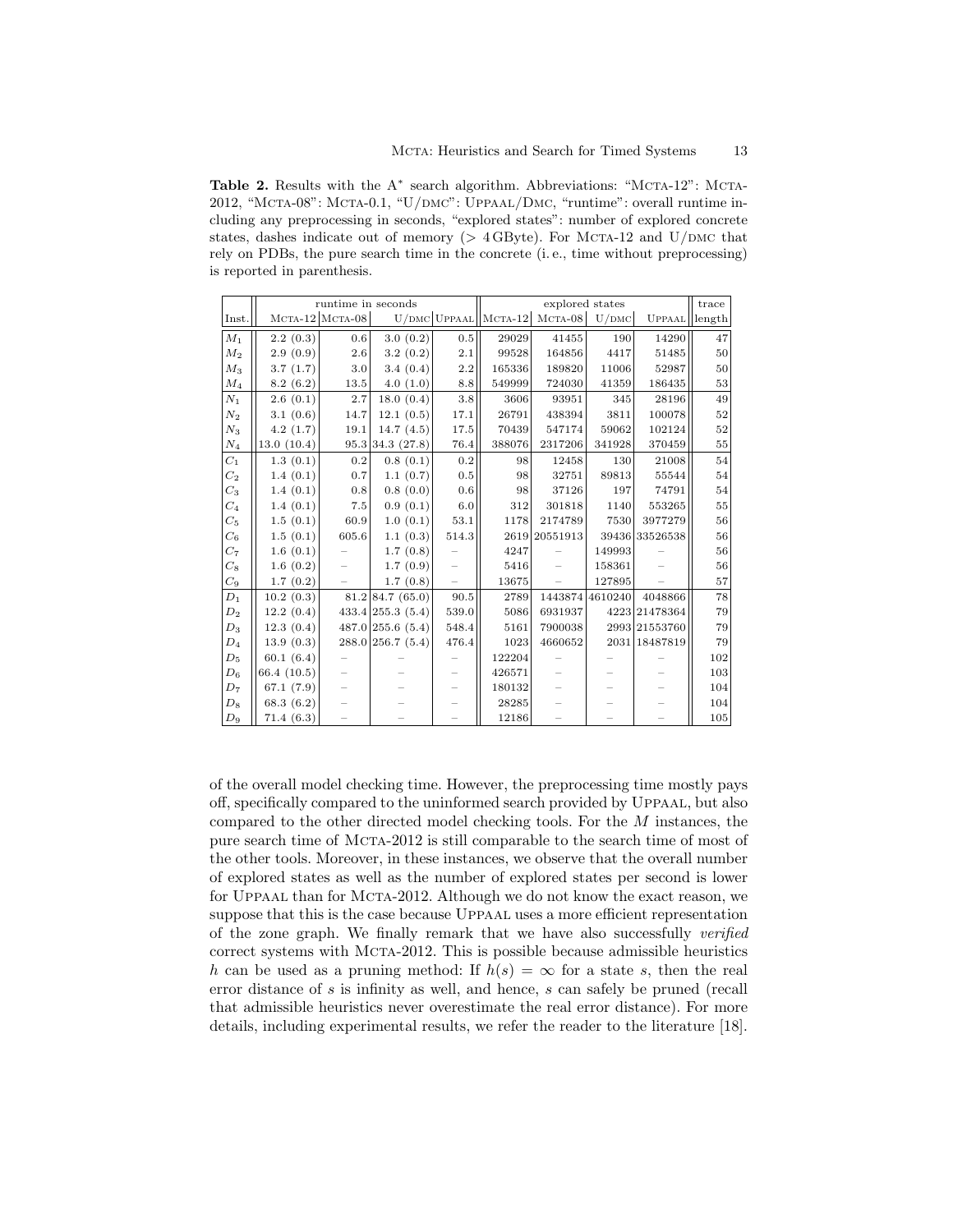**Table 2.** Results with the A* search algorithm. Abbreviations: "MCTA-12": MCTA-2012, "MCTA-08": MCTA-0.1, "U/DMC": UPPAAL/DMC, "runtime": overall runtime including any preprocessing in seconds, "explored states": number of explored concrete states, dashes indicate out of memory (> 4 GByte). For MCTA-12 and U/DMC that rely on PDBs, the pure search time in the concrete (i. e., time without preprocessing) is reported in parenthesis.

| | runtime in seconds | | | | explored states | | | | trace |
|---|---|---|---|---|---|---|---|---|---|
| Inst. | MCTA-12 | MCTA-08 | U/DMC | UPPAAL | MCTA-12 | MCTA-08 | U/DMC | UPPAAL | length |
| $M_1$ | 2.2 (0.3) | 0.6 | 3.0 (0.2) | 0.5 | 29029 | 41455 | 190 | 14290 | 47 |
| $M_2$ | 2.9 (0.9) | 2.6 | 3.2 (0.2) | 2.1 | 99528 | 164856 | 4417 | 51485 | 50 |
| $M_3$ | 3.7 (1.7) | 3.0 | 3.4 (0.4) | 2.2 | 165336 | 189820 | 11006 | 52987 | 50 |
| $M_4$ | 8.2 (6.2) | 13.5 | 4.0 (1.0) | 8.8 | 549999 | 724030 | 41359 | 186435 | 53 |
| $N_1$ | 2.6 (0.1) | 2.7 | 18.0 (0.4) | 3.8 | 3606 | 93951 | 345 | 28196 | 49 |
| $N_2$ | 3.1 (0.6) | 14.7 | 12.1 (0.5) | 17.1 | 26791 | 438394 | 3811 | 100078 | 52 |
| $N_3$ | 4.2 (1.7) | 19.1 | 14.7 (4.5) | 17.5 | 70439 | 547174 | 59062 | 102124 | 52 |
| $N_4$ | 13.0 (10.4) | 95.3 | 34.3 (27.8) | 76.4 | 388076 | 2317206 | 341928 | 370459 | 55 |
| $C_1$ | 1.3 (0.1) | 0.2 | 0.8 (0.1) | 0.2 | 98 | 12458 | 130 | 21008 | 54 |
| $C_2$ | 1.4 (0.1) | 0.7 | 1.1 (0.7) | 0.5 | 98 | 32751 | 89813 | 55544 | 54 |
| $C_3$ | 1.4 (0.1) | 0.8 | 0.8 (0.0) | 0.6 | 98 | 37126 | 197 | 74791 | 54 |
| $C_4$ | 1.4 (0.1) | 7.5 | 0.9 (0.1) | 6.0 | 312 | 301818 | 1140 | 553265 | 55 |
| $C_5$ | 1.5 (0.1) | 60.9 | 1.0 (0.1) | 53.1 | 1178 | 2174789 | 7530 | 3977279 | 56 |
| $C_6$ | 1.5 (0.1) | 605.6 | 1.1 (0.3) | 514.3 | 2619 | 20551913 | 39436 | 33526538 | 56 |
| $C_7$ | 1.6 (0.1) | – | 1.7 (0.8) | – | 4247 | – | 149993 | – | 56 |
| $C_8$ | 1.6 (0.2) | – | 1.7 (0.9) | – | 5416 | – | 158361 | – | 56 |
| $C_9$ | 1.7 (0.2) | – | 1.7 (0.8) | – | 13675 | – | 127895 | – | 57 |
| $D_1$ | 10.2 (0.3) | 81.2 | 84.7 (65.0) | 90.5 | 2789 | 1443874 | 4610240 | 4048866 | 78 |
| $D_2$ | 12.2 (0.4) | 433.4 | 255.3 (5.4) | 539.0 | 5086 | 6931937 | 4223 | 21478364 | 79 |
| $D_3$ | 12.3 (0.4) | 487.0 | 255.6 (5.4) | 548.4 | 5161 | 7900038 | 2993 | 21553760 | 79 |
| $D_4$ | 13.9 (0.3) | 288.0 | 256.7 (5.4) | 476.4 | 1023 | 4660652 | 2031 | 18487819 | 79 |
| $D_5$ | 60.1 (6.4) | – | – | – | 122204 | – | – | – | 102 |
| $D_6$ | 66.4 (10.5) | – | – | – | 426571 | – | – | – | 103 |
| $D_7$ | 67.1 (7.9) | – | – | – | 180132 | – | – | – | 104 |
| $D_8$ | 68.3 (6.2) | – | – | – | 28285 | – | – | – | 104 |
| $D_9$ | 71.4 (6.3) | – | – | – | 12186 | – | – | – | 105 |

of the overall model checking time. However, the preprocessing time mostly pays off, specifically compared to the uninformed search provided by UPPAAL, but also compared to the other directed model checking tools. For the $M$ instances, the pure search time of MCTA-2012 is still comparable to the search time of most of the other tools. Moreover, in these instances, we observe that the overall number of explored states as well as the number of explored states per second is lower for UPPAAL than for MCTA-2012. Although we do not know the exact reason, we suppose that this is the case because UPPAAL uses a more efficient representation of the zone graph. We finally remark that we have also successfully *verified* correct systems with MCTA-2012. This is possible because admissible heuristics $h$ can be used as a pruning method: If $h(s) = \infty$ for a state $s$, then the real error distance of $s$ is infinity as well, and hence, $s$ can safely be pruned (recall that admissible heuristics never overestimate the real error distance). For more details, including experimental results, we refer the reader to the literature [18].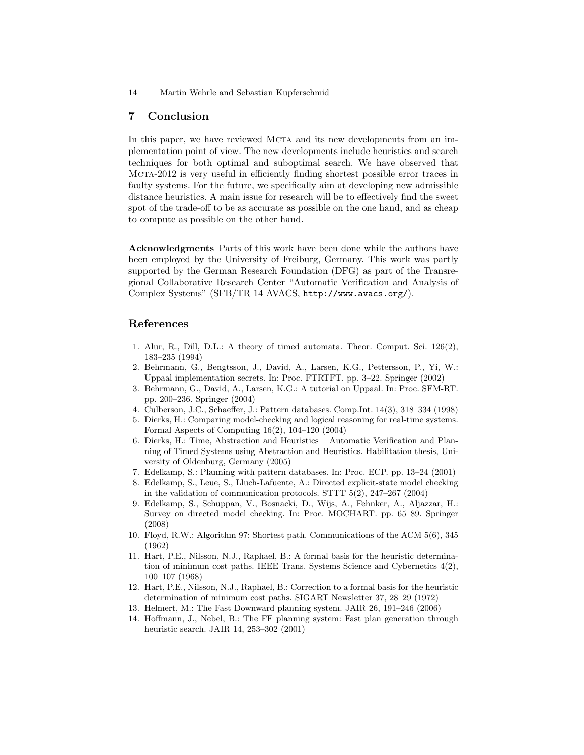## 7 Conclusion

In this paper, we have reviewed Mcta and its new developments from an implementation point of view. The new developments include heuristics and search techniques for both optimal and suboptimal search. We have observed that Mcta-2012 is very useful in efficiently finding shortest possible error traces in faulty systems. For the future, we specifically aim at developing new admissible distance heuristics. A main issue for research will be to effectively find the sweet spot of the trade-off to be as accurate as possible on the one hand, and as cheap to compute as possible on the other hand.

**Acknowledgments** Parts of this work have been done while the authors have been employed by the University of Freiburg, Germany. This work was partly supported by the German Research Foundation (DFG) as part of the Transregional Collaborative Research Center "Automatic Verification and Analysis of Complex Systems" (SFB/TR 14 AVACS, `http://www.avacs.org/`).

## References

1. Alur, R., Dill, D.L.: A theory of timed automata. Theor. Comput. Sci. 126(2), 183–235 (1994)
2. Behrmann, G., Bengtsson, J., David, A., Larsen, K.G., Pettersson, P., Yi, W.: Uppaal implementation secrets. In: Proc. FTRTFT. pp. 3–22. Springer (2002)
3. Behrmann, G., David, A., Larsen, K.G.: A tutorial on Uppaal. In: Proc. SFM-RT. pp. 200–236. Springer (2004)
4. Culberson, J.C., Schaeffer, J.: Pattern databases. Comp.Int. 14(3), 318–334 (1998)
5. Dierks, H.: Comparing model-checking and logical reasoning for real-time systems. Formal Aspects of Computing 16(2), 104–120 (2004)
6. Dierks, H.: Time, Abstraction and Heuristics – Automatic Verification and Planning of Timed Systems using Abstraction and Heuristics. Habilitation thesis, University of Oldenburg, Germany (2005)
7. Edelkamp, S.: Planning with pattern databases. In: Proc. ECP. pp. 13–24 (2001)
8. Edelkamp, S., Leue, S., Lluch-Lafuente, A.: Directed explicit-state model checking in the validation of communication protocols. STTT 5(2), 247–267 (2004)
9. Edelkamp, S., Schuppan, V., Bosnacki, D., Wijs, A., Fehnker, A., Aljazzar, H.: Survey on directed model checking. In: Proc. MOCHART. pp. 65–89. Springer (2008)
10. Floyd, R.W.: Algorithm 97: Shortest path. Communications of the ACM 5(6), 345 (1962)
11. Hart, P.E., Nilsson, N.J., Raphael, B.: A formal basis for the heuristic determination of minimum cost paths. IEEE Trans. Systems Science and Cybernetics 4(2), 100–107 (1968)
12. Hart, P.E., Nilsson, N.J., Raphael, B.: Correction to a formal basis for the heuristic determination of minimum cost paths. SIGART Newsletter 37, 28–29 (1972)
13. Helmert, M.: The Fast Downward planning system. JAIR 26, 191–246 (2006)
14. Hoffmann, J., Nebel, B.: The FF planning system: Fast plan generation through heuristic search. JAIR 14, 253–302 (2001)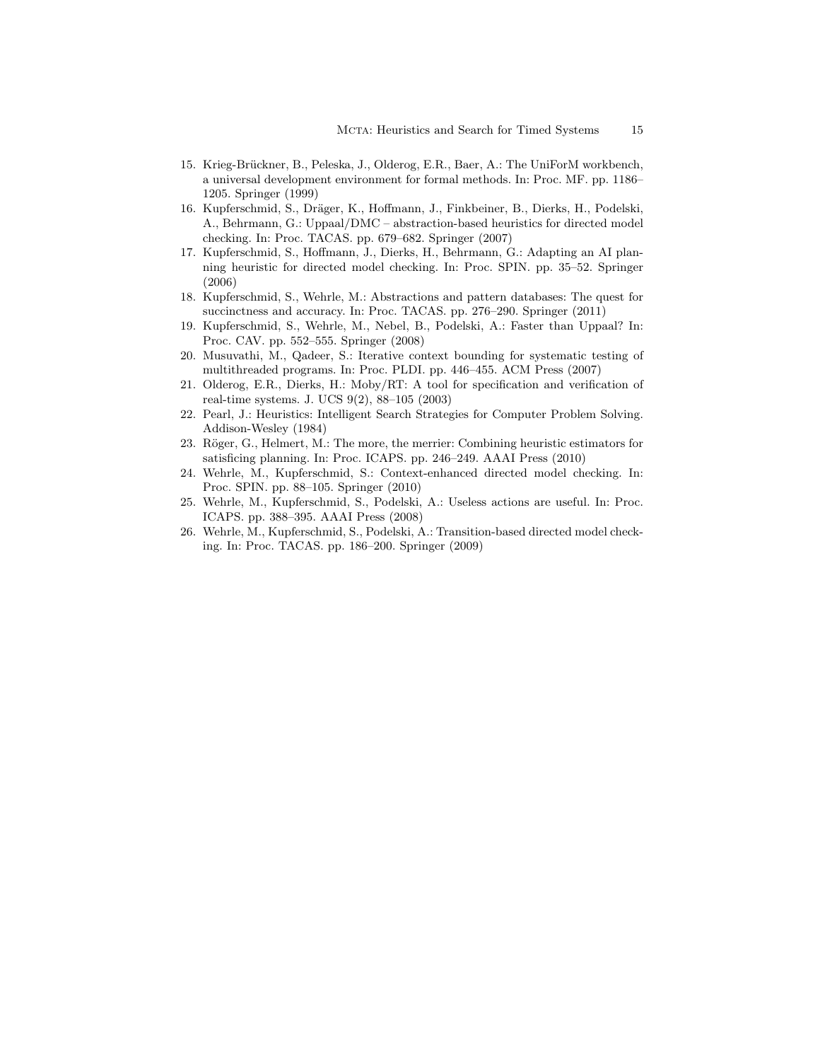15. Krieg-Brückner, B., Peleska, J., Olderog, E.R., Baer, A.: The UniForM workbench, a universal development environment for formal methods. In: Proc. MF. pp. 1186–1205. Springer (1999)
16. Kupferschmid, S., Dräger, K., Hoffmann, J., Finkbeiner, B., Dierks, H., Podelski, A., Behrmann, G.: Uppaal/DMC – abstraction-based heuristics for directed model checking. In: Proc. TACAS. pp. 679–682. Springer (2007)
17. Kupferschmid, S., Hoffmann, J., Dierks, H., Behrmann, G.: Adapting an AI planning heuristic for directed model checking. In: Proc. SPIN. pp. 35–52. Springer (2006)
18. Kupferschmid, S., Wehrle, M.: Abstractions and pattern databases: The quest for succinctness and accuracy. In: Proc. TACAS. pp. 276–290. Springer (2011)
19. Kupferschmid, S., Wehrle, M., Nebel, B., Podelski, A.: Faster than Uppaal? In: Proc. CAV. pp. 552–555. Springer (2008)
20. Musuvathi, M., Qadeer, S.: Iterative context bounding for systematic testing of multithreaded programs. In: Proc. PLDI. pp. 446–455. ACM Press (2007)
21. Olderog, E.R., Dierks, H.: Moby/RT: A tool for specification and verification of real-time systems. J. UCS 9(2), 88–105 (2003)
22. Pearl, J.: Heuristics: Intelligent Search Strategies for Computer Problem Solving. Addison-Wesley (1984)
23. Röger, G., Helmert, M.: The more, the merrier: Combining heuristic estimators for satisficing planning. In: Proc. ICAPS. pp. 246–249. AAAI Press (2010)
24. Wehrle, M., Kupferschmid, S.: Context-enhanced directed model checking. In: Proc. SPIN. pp. 88–105. Springer (2010)
25. Wehrle, M., Kupferschmid, S., Podelski, A.: Useless actions are useful. In: Proc. ICAPS. pp. 388–395. AAAI Press (2008)
26. Wehrle, M., Kupferschmid, S., Podelski, A.: Transition-based directed model checking. In: Proc. TACAS. pp. 186–200. Springer (2009)